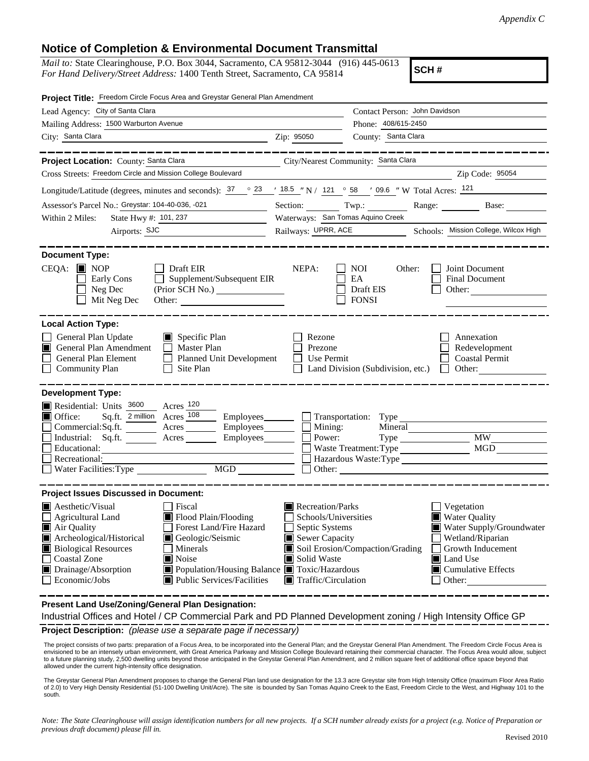*Appendix C*

## Notice of Completion & Environmental Document Transmittal

*Mail to:* State Clearinghouse, P.O. Box 3044, Sacramento, CA 95812-3044 (916) 445-0613
*For Hand Delivery/Street Address:* 1400 Tenth Street, Sacramento, CA 95814

**SCH #**

**Project Title:** Freedom Circle Focus Area and Greystar General Plan Amendment

Lead Agency: City of Santa Clara — Contact Person: John Davidson
Mailing Address: 1500 Warburton Avenue — Phone: 408/615-2450
City: Santa Clara — Zip: 95050 — County: Santa Clara

---

**Project Location:** County: Santa Clara — City/Nearest Community: Santa Clara
Cross Streets: Freedom Circle and Mission College Boulevard — Zip Code: 95054
Longitude/Latitude (degrees, minutes and seconds): 37 ° 23 ′ 18.5 ″ N / 121 ° 58 ′ 09.6 ″ W Total Acres: 121
Assessor's Parcel No.: Greystar: 104-40-036, -021 — Section: — Twp.: — Range: — Base:
Within 2 Miles: State Hwy #: 101, 237 — Waterways: San Tomas Aquino Creek
Airports: SJC — Railways: UPRR, ACE — Schools: Mission College, Wilcox High

---

**Document Type:**

CEQA: ■ NOP ☐ Draft EIR ☐ Early Cons ☐ Supplement/Subsequent EIR ☐ Neg Dec (Prior SCH No.) ☐ Mit Neg Dec Other:

NEPA: ☐ NOI ☐ EA ☐ Draft EIS ☐ FONSI

Other: ☐ Joint Document ☐ Final Document ☐ Other:

---

**Local Action Type:**

☐ General Plan Update ■ Specific Plan ☐ Rezone ☐ Annexation
■ General Plan Amendment ☐ Master Plan ☐ Prezone ☐ Redevelopment
☐ General Plan Element ☐ Planned Unit Development ☐ Use Permit ☐ Coastal Permit
☐ Community Plan ☐ Site Plan ☐ Land Division (Subdivision, etc.) ☐ Other:

---

**Development Type:**

■ Residential: Units 3600 Acres 120
■ Office: Sq.ft. 2 million Acres 108 Employees
☐ Commercial: Sq.ft. Acres Employees
☐ Industrial: Sq.ft. Acres Employees
☐ Educational:
☐ Recreational:
☐ Water Facilities: Type MGD
☐ Transportation: Type
☐ Mining: Mineral
☐ Power: Type MW
☐ Waste Treatment: Type MGD
☐ Hazardous Waste: Type
☐ Other:

---

**Project Issues Discussed in Document:**

■ Aesthetic/Visual ☐ Fiscal ■ Recreation/Parks ☐ Vegetation
☐ Agricultural Land ■ Flood Plain/Flooding ☐ Schools/Universities ■ Water Quality
■ Air Quality ☐ Forest Land/Fire Hazard ☐ Septic Systems ■ Water Supply/Groundwater
■ Archeological/Historical ■ Geologic/Seismic ■ Sewer Capacity ☐ Wetland/Riparian
■ Biological Resources ☐ Minerals ■ Soil Erosion/Compaction/Grading ☐ Growth Inducement
☐ Coastal Zone ■ Noise ■ Solid Waste ■ Land Use
■ Drainage/Absorption ■ Population/Housing Balance ■ Toxic/Hazardous ■ Cumulative Effects
☐ Economic/Jobs ■ Public Services/Facilities ■ Traffic/Circulation ☐ Other:

---

**Present Land Use/Zoning/General Plan Designation:**

Industrial Offices and Hotel / CP Commercial Park and PD Planned Development zoning / High Intensity Office GP

**Project Description:** *(please use a separate page if necessary)*

The project consists of two parts: preparation of a Focus Area, to be incorporated into the General Plan; and the Greystar General Plan Amendment. The Freedom Circle Focus Area is envisioned to be an intensely urban environment, with Great America Parkway and Mission College Boulevard retaining their commercial character. The Focus Area would allow, subject to a future planning study, 2,500 dwelling units beyond those anticipated in the Greystar General Plan Amendment, and 2 million square feet of additional office space beyond that allowed under the current high-intensity office designation.

The Greystar General Plan Amendment proposes to change the General Plan land use designation for the 13.3 acre Greystar site from High Intensity Office (maximum Floor Area Ratio of 2.0) to Very High Density Residential (51-100 Dwelling Unit/Acre). The site is bounded by San Tomas Aquino Creek to the East, Freedom Circle to the West, and Highway 101 to the south.

*Note: The State Clearinghouse will assign identification numbers for all new projects. If a SCH number already exists for a project (e.g. Notice of Preparation or previous draft document) please fill in.*

Revised 2010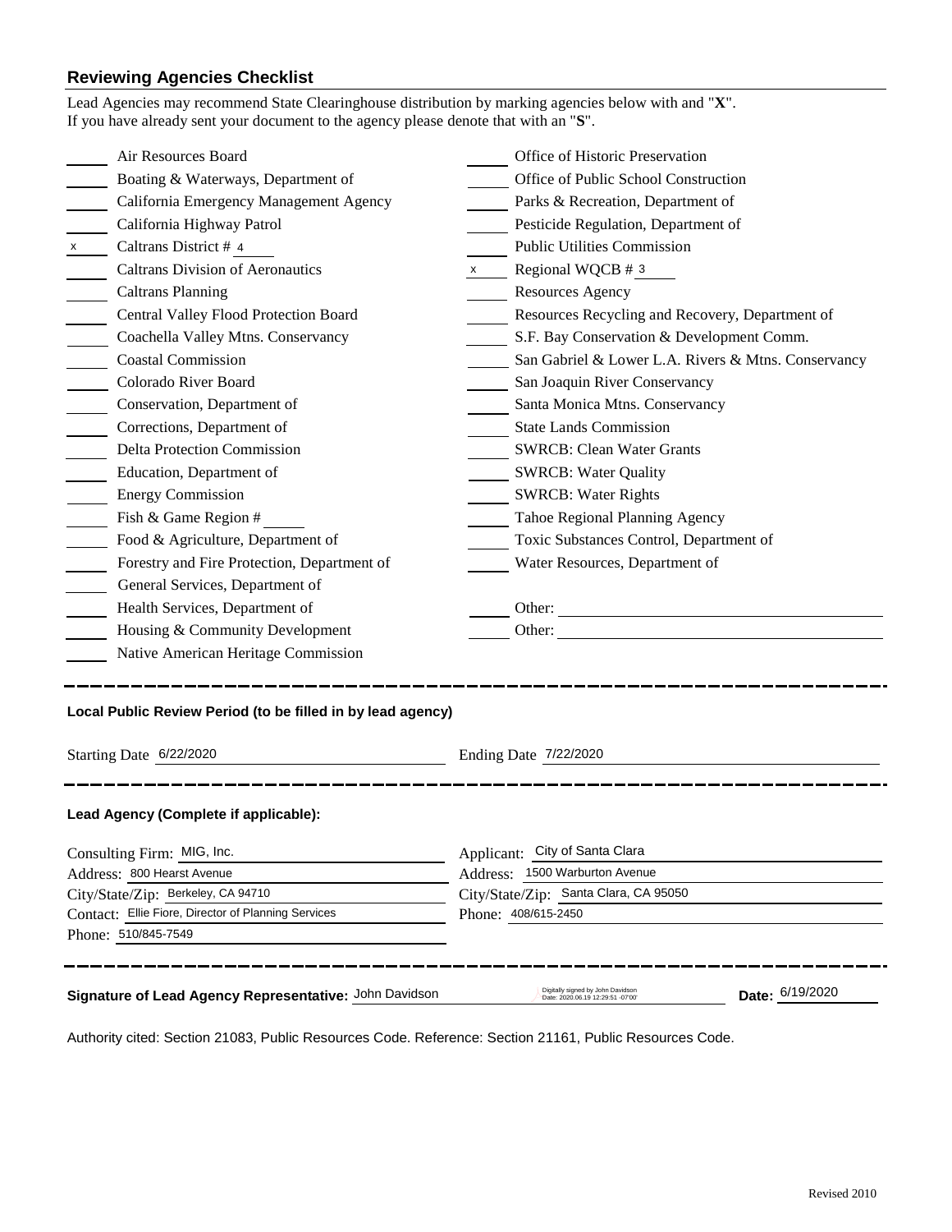## Reviewing Agencies Checklist

Lead Agencies may recommend State Clearinghouse distribution by marking agencies below with and "**X**".
If you have already sent your document to the agency please denote that with an "**S**".

| | | | |
|---|---|---|---|
| | Air Resources Board | | Office of Historic Preservation |
| | Boating & Waterways, Department of | | Office of Public School Construction |
| | California Emergency Management Agency | | Parks & Recreation, Department of |
| | California Highway Patrol | | Pesticide Regulation, Department of |
| x | Caltrans District # 4 | | Public Utilities Commission |
| | Caltrans Division of Aeronautics | x | Regional WQCB # 3 |
| | Caltrans Planning | | Resources Agency |
| | Central Valley Flood Protection Board | | Resources Recycling and Recovery, Department of |
| | Coachella Valley Mtns. Conservancy | | S.F. Bay Conservation & Development Comm. |
| | Coastal Commission | | San Gabriel & Lower L.A. Rivers & Mtns. Conservancy |
| | Colorado River Board | | San Joaquin River Conservancy |
| | Conservation, Department of | | Santa Monica Mtns. Conservancy |
| | Corrections, Department of | | State Lands Commission |
| | Delta Protection Commission | | SWRCB: Clean Water Grants |
| | Education, Department of | | SWRCB: Water Quality |
| | Energy Commission | | SWRCB: Water Rights |
| | Fish & Game Region # | | Tahoe Regional Planning Agency |
| | Food & Agriculture, Department of | | Toxic Substances Control, Department of |
| | Forestry and Fire Protection, Department of | | Water Resources, Department of |
| | General Services, Department of | | |
| | Health Services, Department of | | Other: |
| | Housing & Community Development | | Other: |
| | Native American Heritage Commission | | |

### Local Public Review Period (to be filled in by lead agency)

Starting Date 6/22/2020 Ending Date 7/22/2020

### Lead Agency (Complete if applicable):

Consulting Firm: MIG, Inc.
Address: 800 Hearst Avenue
City/State/Zip: Berkeley, CA 94710
Contact: Ellie Fiore, Director of Planning Services
Phone: 510/845-7549

Applicant: City of Santa Clara
Address: 1500 Warburton Avenue
City/State/Zip: Santa Clara, CA 95050
Phone: 408/615-2450

**Signature of Lead Agency Representative:** John Davidson Digitally signed by John Davidson Date: 2020.06.19 12:29:51 -07'00' **Date:** 6/19/2020

Authority cited: Section 21083, Public Resources Code. Reference: Section 21161, Public Resources Code.

Revised 2010